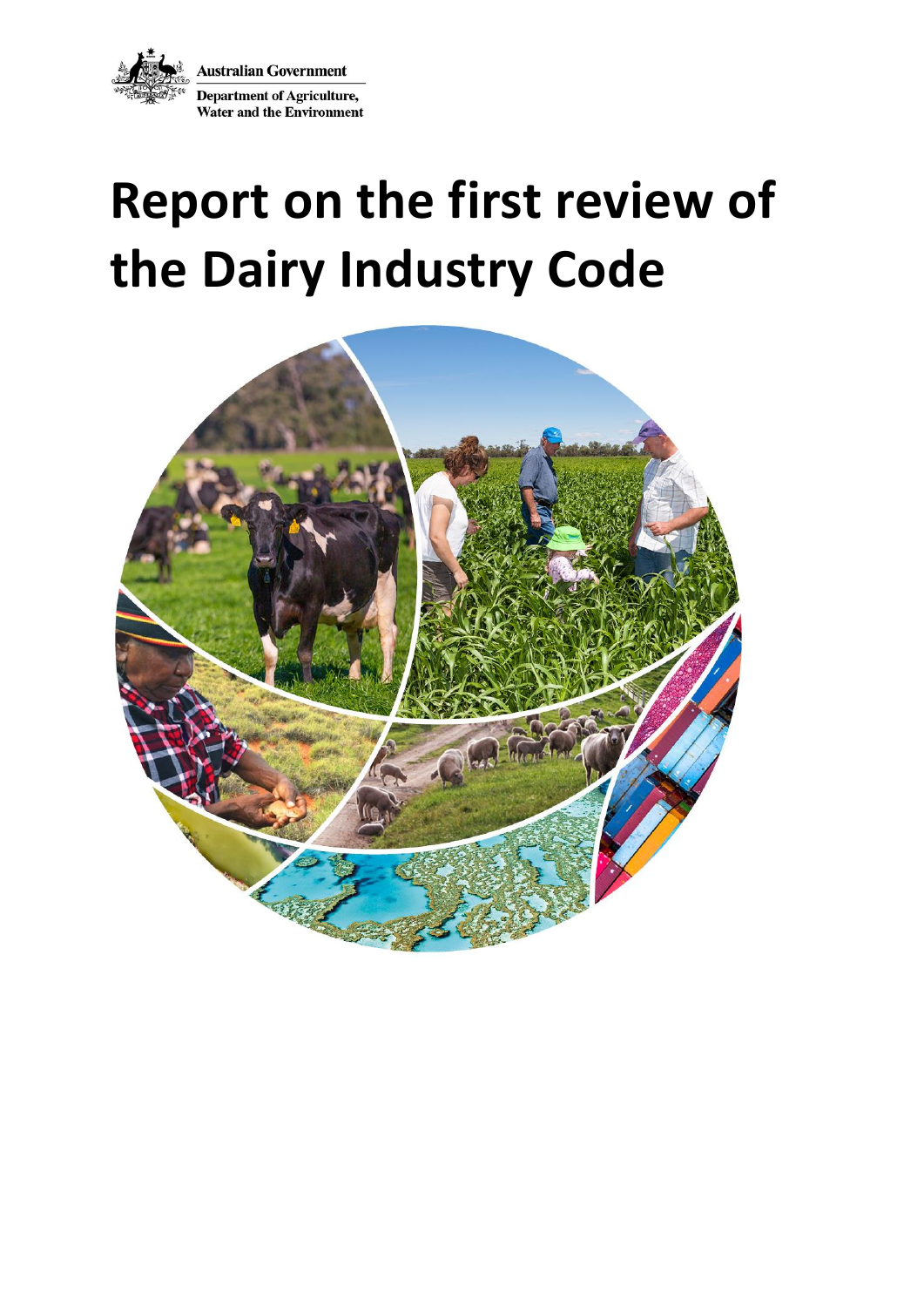Australian Government

Department of Agriculture, Water and the Environment

# Report on the first review of the Dairy Industry Code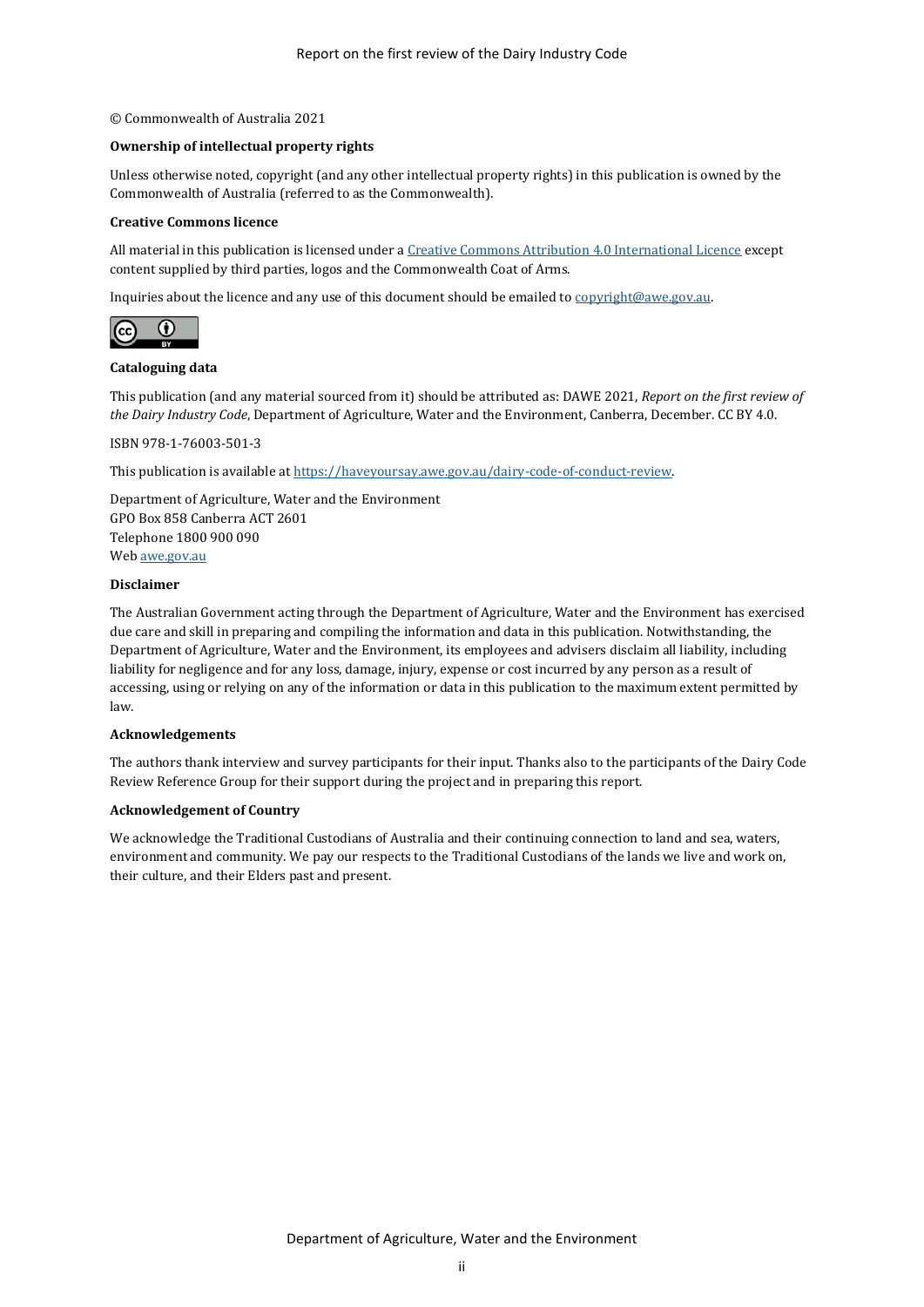© Commonwealth of Australia 2021

**Ownership of intellectual property rights**

Unless otherwise noted, copyright (and any other intellectual property rights) in this publication is owned by the Commonwealth of Australia (referred to as the Commonwealth).

**Creative Commons licence**

All material in this publication is licensed under a Creative Commons Attribution 4.0 International Licence except content supplied by third parties, logos and the Commonwealth Coat of Arms.

Inquiries about the licence and any use of this document should be emailed to copyright@awe.gov.au.

**Cataloguing data**

This publication (and any material sourced from it) should be attributed as: DAWE 2021, *Report on the first review of the Dairy Industry Code*, Department of Agriculture, Water and the Environment, Canberra, December. CC BY 4.0.

ISBN 978-1-76003-501-3

This publication is available at https://haveyoursay.awe.gov.au/dairy-code-of-conduct-review.

Department of Agriculture, Water and the Environment
GPO Box 858 Canberra ACT 2601
Telephone 1800 900 090
Web awe.gov.au

**Disclaimer**

The Australian Government acting through the Department of Agriculture, Water and the Environment has exercised due care and skill in preparing and compiling the information and data in this publication. Notwithstanding, the Department of Agriculture, Water and the Environment, its employees and advisers disclaim all liability, including liability for negligence and for any loss, damage, injury, expense or cost incurred by any person as a result of accessing, using or relying on any of the information or data in this publication to the maximum extent permitted by law.

**Acknowledgements**

The authors thank interview and survey participants for their input. Thanks also to the participants of the Dairy Code Review Reference Group for their support during the project and in preparing this report.

**Acknowledgement of Country**

We acknowledge the Traditional Custodians of Australia and their continuing connection to land and sea, waters, environment and community. We pay our respects to the Traditional Custodians of the lands we live and work on, their culture, and their Elders past and present.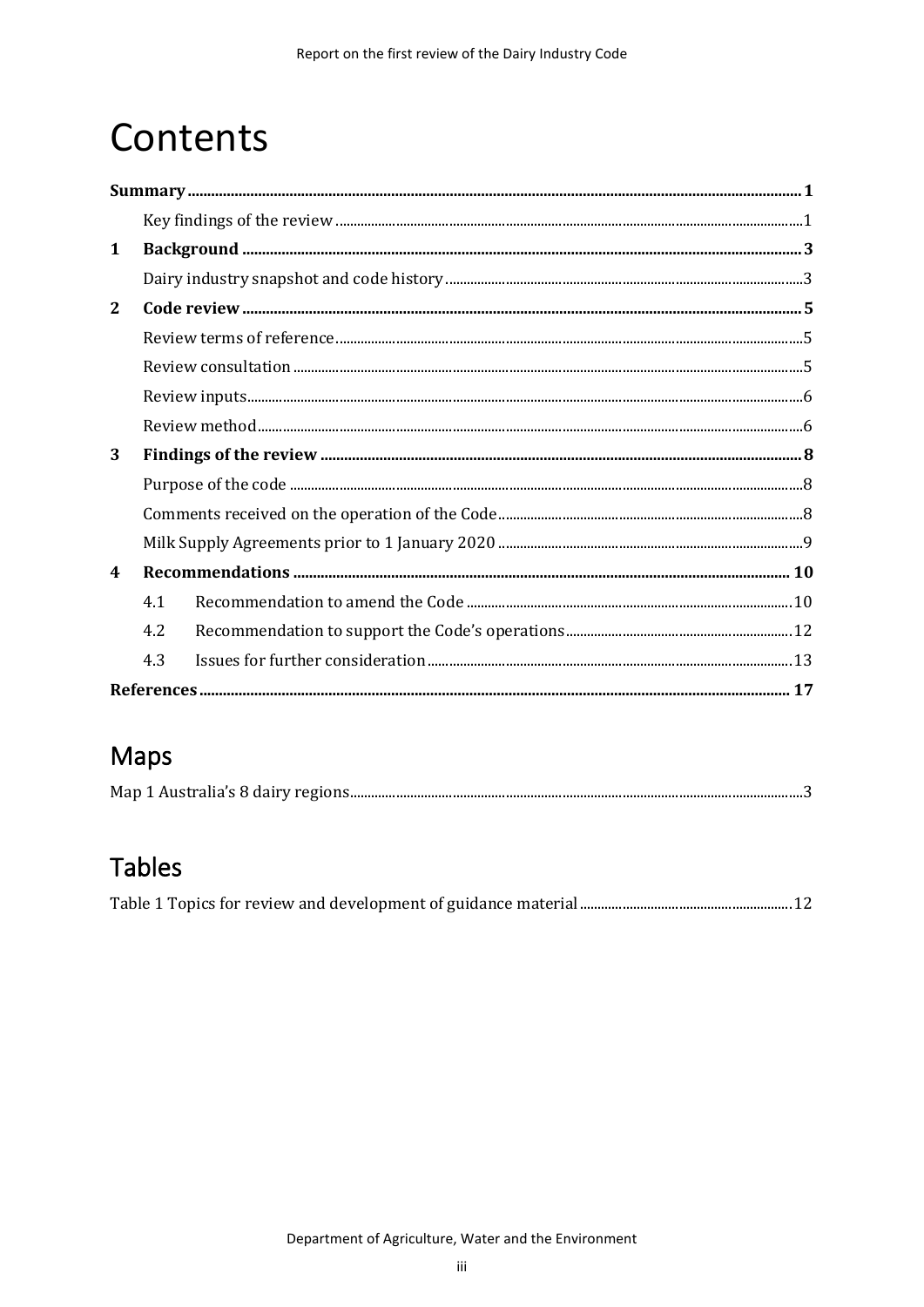# Contents

**Summary** ..... **1**

Key findings of the review ..... 1

**1 Background** ..... **3**

Dairy industry snapshot and code history ..... 3

**2 Code review** ..... **5**

Review terms of reference ..... 5

Review consultation ..... 5

Review inputs ..... 6

Review method ..... 6

**3 Findings of the review** ..... **8**

Purpose of the code ..... 8

Comments received on the operation of the Code ..... 8

Milk Supply Agreements prior to 1 January 2020 ..... 9

**4 Recommendations** ..... **10**

4.1 Recommendation to amend the Code ..... 10

4.2 Recommendation to support the Code's operations ..... 12

4.3 Issues for further consideration ..... 13

**References** ..... **17**

# Maps

Map 1 Australia's 8 dairy regions ..... 3

# Tables

Table 1 Topics for review and development of guidance material ..... 12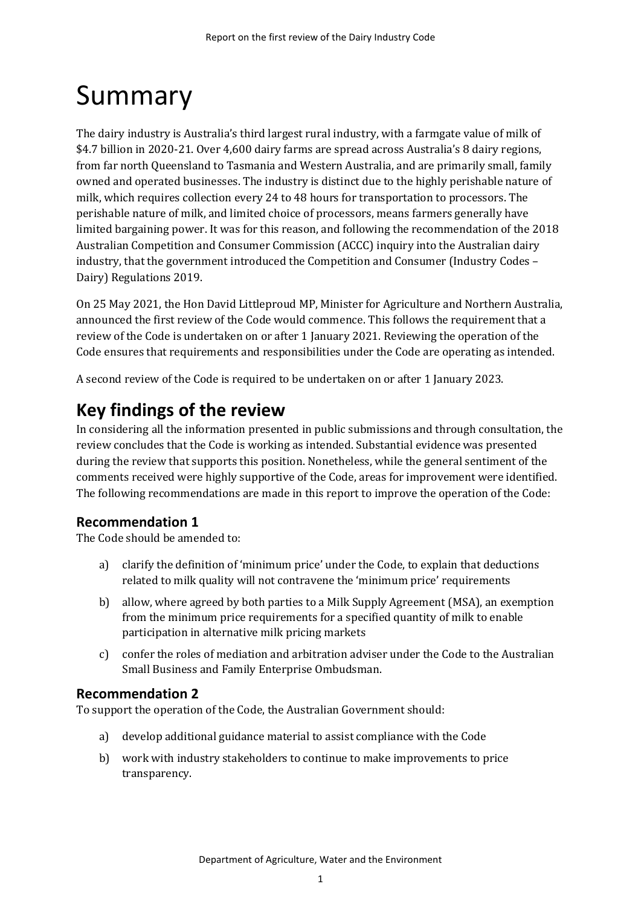# Summary

The dairy industry is Australia's third largest rural industry, with a farmgate value of milk of $4.7 billion in 2020-21. Over 4,600 dairy farms are spread across Australia's 8 dairy regions, from far north Queensland to Tasmania and Western Australia, and are primarily small, family owned and operated businesses. The industry is distinct due to the highly perishable nature of milk, which requires collection every 24 to 48 hours for transportation to processors. The perishable nature of milk, and limited choice of processors, means farmers generally have limited bargaining power. It was for this reason, and following the recommendation of the 2018 Australian Competition and Consumer Commission (ACCC) inquiry into the Australian dairy industry, that the government introduced the Competition and Consumer (Industry Codes – Dairy) Regulations 2019.

On 25 May 2021, the Hon David Littleproud MP, Minister for Agriculture and Northern Australia, announced the first review of the Code would commence. This follows the requirement that a review of the Code is undertaken on or after 1 January 2021. Reviewing the operation of the Code ensures that requirements and responsibilities under the Code are operating as intended.

A second review of the Code is required to be undertaken on or after 1 January 2023.

## Key findings of the review

In considering all the information presented in public submissions and through consultation, the review concludes that the Code is working as intended. Substantial evidence was presented during the review that supports this position. Nonetheless, while the general sentiment of the comments received were highly supportive of the Code, areas for improvement were identified. The following recommendations are made in this report to improve the operation of the Code:

### Recommendation 1

The Code should be amended to:

a) clarify the definition of 'minimum price' under the Code, to explain that deductions related to milk quality will not contravene the 'minimum price' requirements

b) allow, where agreed by both parties to a Milk Supply Agreement (MSA), an exemption from the minimum price requirements for a specified quantity of milk to enable participation in alternative milk pricing markets

c) confer the roles of mediation and arbitration adviser under the Code to the Australian Small Business and Family Enterprise Ombudsman.

### Recommendation 2

To support the operation of the Code, the Australian Government should:

a) develop additional guidance material to assist compliance with the Code

b) work with industry stakeholders to continue to make improvements to price transparency.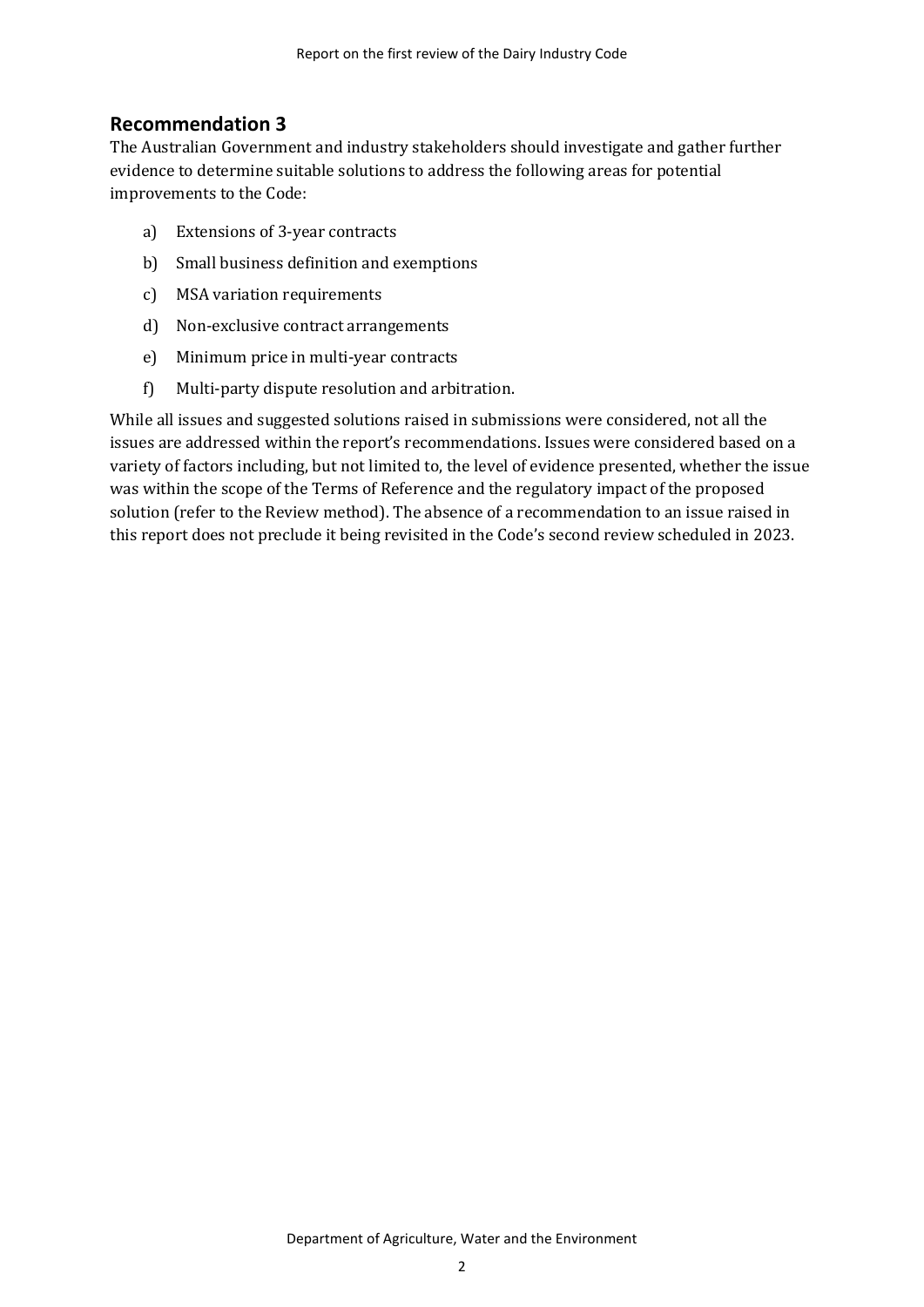## Recommendation 3

The Australian Government and industry stakeholders should investigate and gather further evidence to determine suitable solutions to address the following areas for potential improvements to the Code:

a) Extensions of 3-year contracts

b) Small business definition and exemptions

c) MSA variation requirements

d) Non-exclusive contract arrangements

e) Minimum price in multi-year contracts

f) Multi-party dispute resolution and arbitration.

While all issues and suggested solutions raised in submissions were considered, not all the issues are addressed within the report's recommendations. Issues were considered based on a variety of factors including, but not limited to, the level of evidence presented, whether the issue was within the scope of the Terms of Reference and the regulatory impact of the proposed solution (refer to the Review method). The absence of a recommendation to an issue raised in this report does not preclude it being revisited in the Code's second review scheduled in 2023.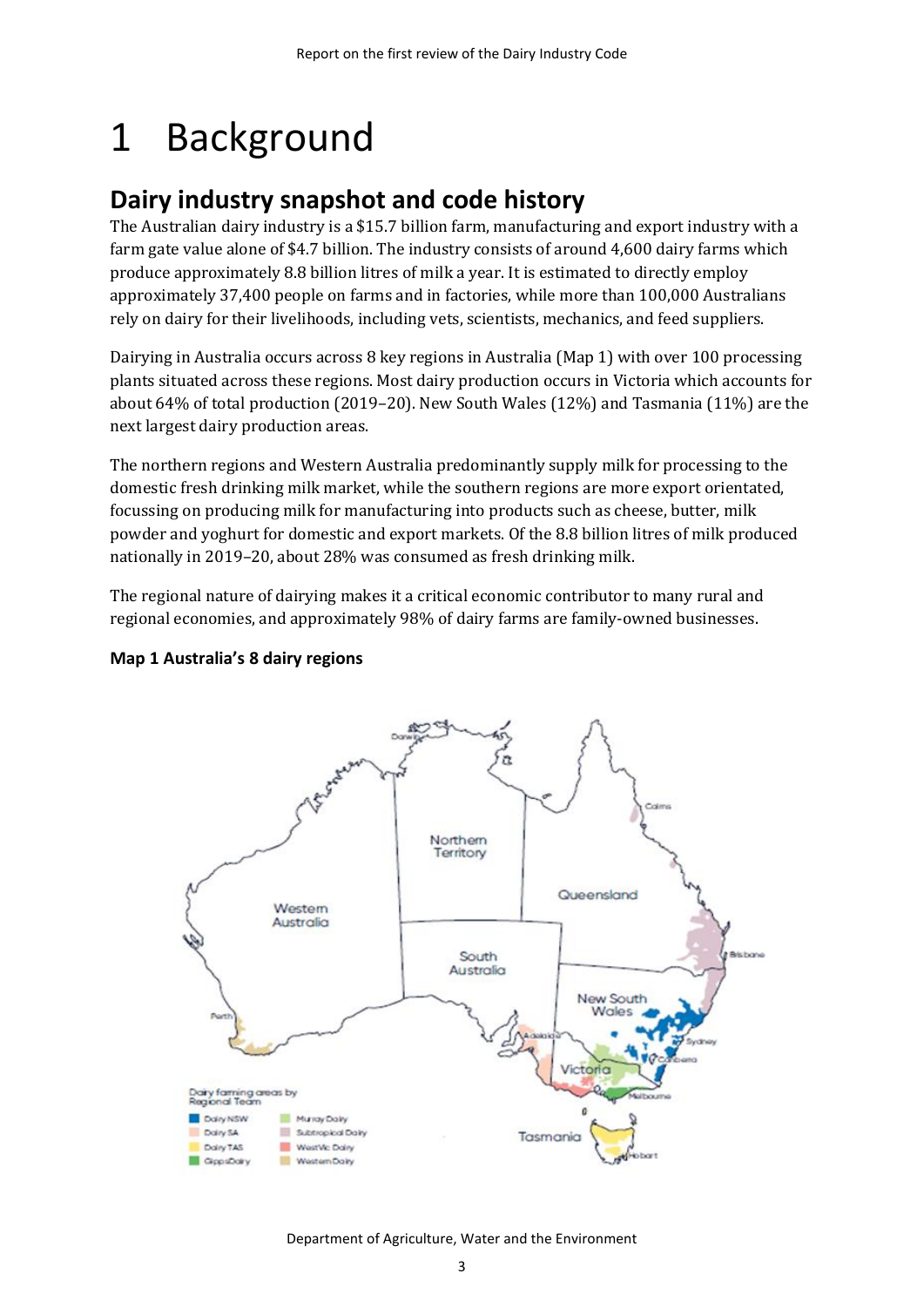# 1 Background

## Dairy industry snapshot and code history

The Australian dairy industry is a $15.7 billion farm, manufacturing and export industry with a farm gate value alone of $4.7 billion. The industry consists of around 4,600 dairy farms which produce approximately 8.8 billion litres of milk a year. It is estimated to directly employ approximately 37,400 people on farms and in factories, while more than 100,000 Australians rely on dairy for their livelihoods, including vets, scientists, mechanics, and feed suppliers.

Dairying in Australia occurs across 8 key regions in Australia (Map 1) with over 100 processing plants situated across these regions. Most dairy production occurs in Victoria which accounts for about 64% of total production (2019–20). New South Wales (12%) and Tasmania (11%) are the next largest dairy production areas.

The northern regions and Western Australia predominantly supply milk for processing to the domestic fresh drinking milk market, while the southern regions are more export orientated, focussing on producing milk for manufacturing into products such as cheese, butter, milk powder and yoghurt for domestic and export markets. Of the 8.8 billion litres of milk produced nationally in 2019–20, about 28% was consumed as fresh drinking milk.

The regional nature of dairying makes it a critical economic contributor to many rural and regional economies, and approximately 98% of dairy farms are family-owned businesses.

**Map 1 Australia's 8 dairy regions**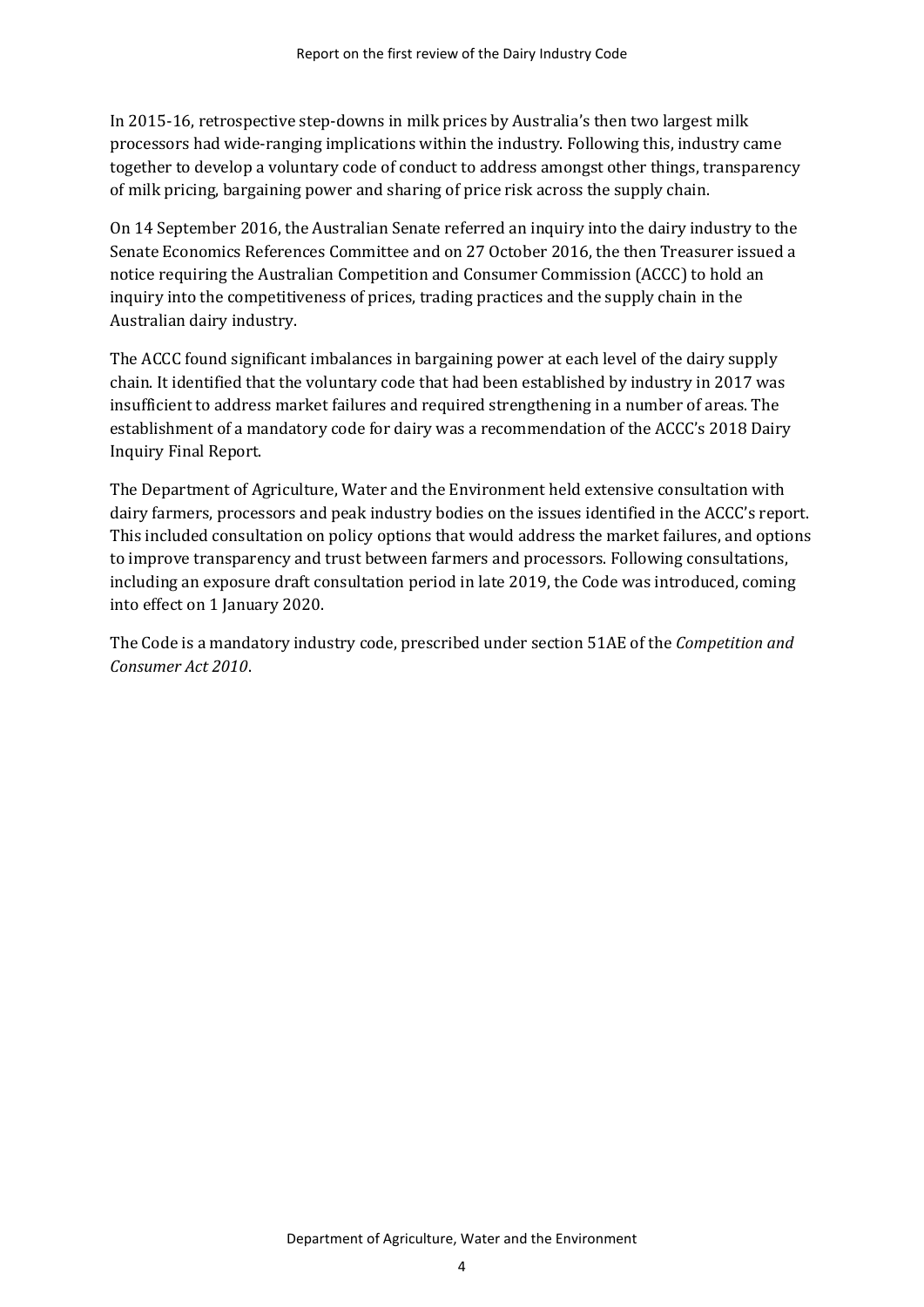In 2015-16, retrospective step-downs in milk prices by Australia's then two largest milk processors had wide-ranging implications within the industry. Following this, industry came together to develop a voluntary code of conduct to address amongst other things, transparency of milk pricing, bargaining power and sharing of price risk across the supply chain.

On 14 September 2016, the Australian Senate referred an inquiry into the dairy industry to the Senate Economics References Committee and on 27 October 2016, the then Treasurer issued a notice requiring the Australian Competition and Consumer Commission (ACCC) to hold an inquiry into the competitiveness of prices, trading practices and the supply chain in the Australian dairy industry.

The ACCC found significant imbalances in bargaining power at each level of the dairy supply chain. It identified that the voluntary code that had been established by industry in 2017 was insufficient to address market failures and required strengthening in a number of areas. The establishment of a mandatory code for dairy was a recommendation of the ACCC's 2018 Dairy Inquiry Final Report.

The Department of Agriculture, Water and the Environment held extensive consultation with dairy farmers, processors and peak industry bodies on the issues identified in the ACCC's report. This included consultation on policy options that would address the market failures, and options to improve transparency and trust between farmers and processors. Following consultations, including an exposure draft consultation period in late 2019, the Code was introduced, coming into effect on 1 January 2020.

The Code is a mandatory industry code, prescribed under section 51AE of the *Competition and Consumer Act 2010*.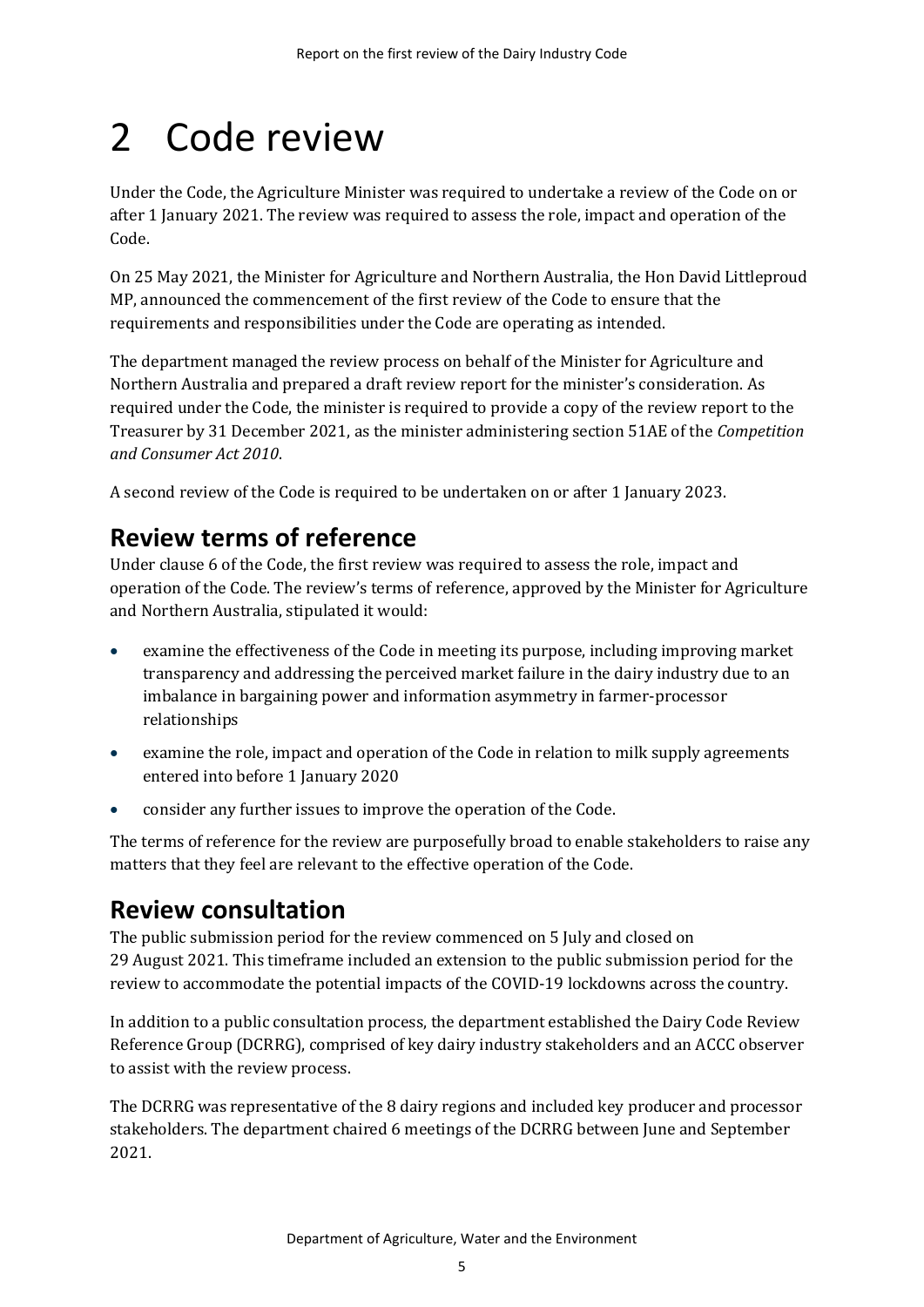# 2 Code review

Under the Code, the Agriculture Minister was required to undertake a review of the Code on or after 1 January 2021. The review was required to assess the role, impact and operation of the Code.

On 25 May 2021, the Minister for Agriculture and Northern Australia, the Hon David Littleproud MP, announced the commencement of the first review of the Code to ensure that the requirements and responsibilities under the Code are operating as intended.

The department managed the review process on behalf of the Minister for Agriculture and Northern Australia and prepared a draft review report for the minister's consideration. As required under the Code, the minister is required to provide a copy of the review report to the Treasurer by 31 December 2021, as the minister administering section 51AE of the *Competition and Consumer Act 2010*.

A second review of the Code is required to be undertaken on or after 1 January 2023.

## Review terms of reference

Under clause 6 of the Code, the first review was required to assess the role, impact and operation of the Code. The review's terms of reference, approved by the Minister for Agriculture and Northern Australia, stipulated it would:

- examine the effectiveness of the Code in meeting its purpose, including improving market transparency and addressing the perceived market failure in the dairy industry due to an imbalance in bargaining power and information asymmetry in farmer-processor relationships
- examine the role, impact and operation of the Code in relation to milk supply agreements entered into before 1 January 2020
- consider any further issues to improve the operation of the Code.

The terms of reference for the review are purposefully broad to enable stakeholders to raise any matters that they feel are relevant to the effective operation of the Code.

## Review consultation

The public submission period for the review commenced on 5 July and closed on 29 August 2021. This timeframe included an extension to the public submission period for the review to accommodate the potential impacts of the COVID-19 lockdowns across the country.

In addition to a public consultation process, the department established the Dairy Code Review Reference Group (DCRRG), comprised of key dairy industry stakeholders and an ACCC observer to assist with the review process.

The DCRRG was representative of the 8 dairy regions and included key producer and processor stakeholders. The department chaired 6 meetings of the DCRRG between June and September 2021.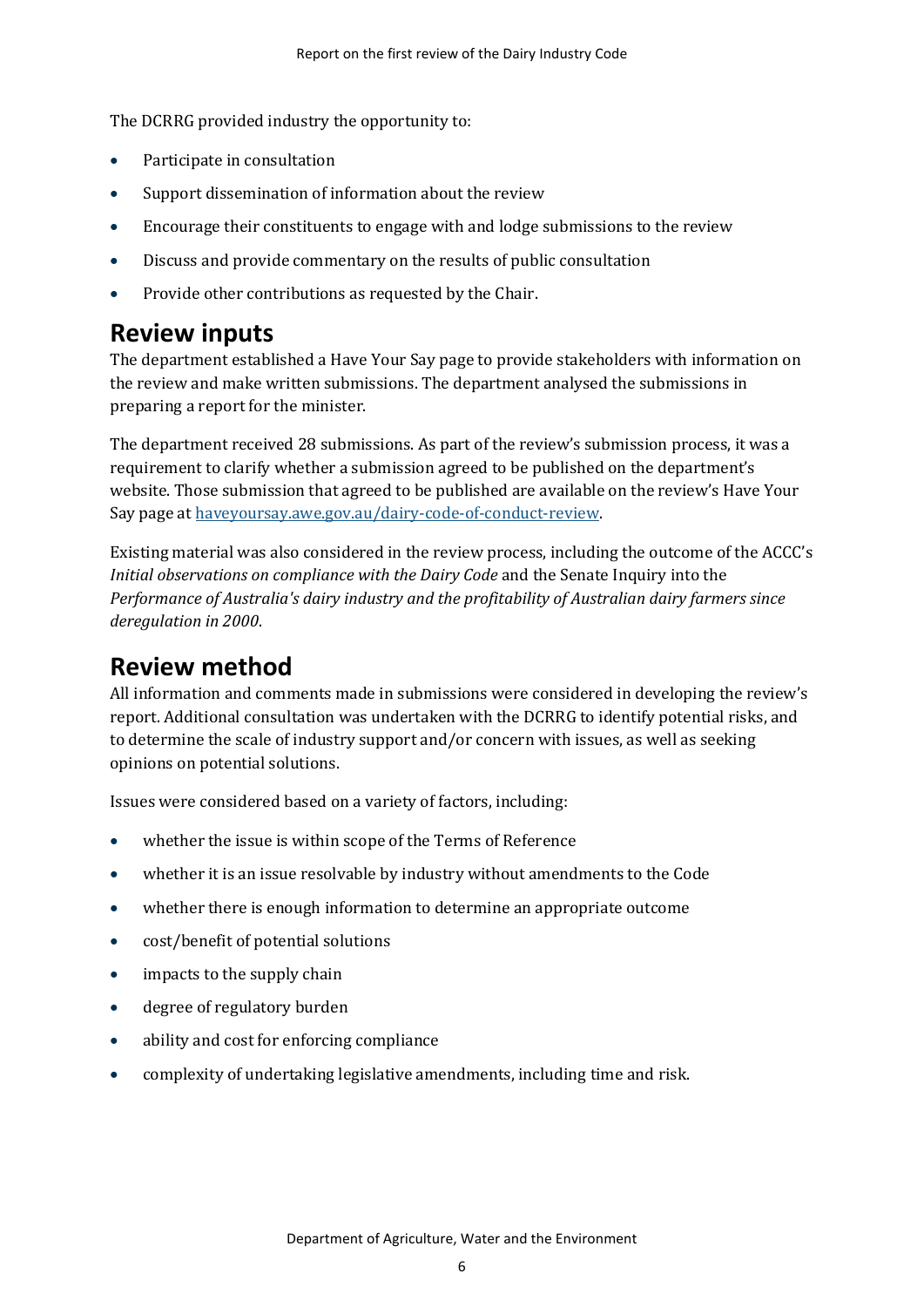The DCRRG provided industry the opportunity to:

- Participate in consultation
- Support dissemination of information about the review
- Encourage their constituents to engage with and lodge submissions to the review
- Discuss and provide commentary on the results of public consultation
- Provide other contributions as requested by the Chair.

## Review inputs

The department established a Have Your Say page to provide stakeholders with information on the review and make written submissions. The department analysed the submissions in preparing a report for the minister.

The department received 28 submissions. As part of the review's submission process, it was a requirement to clarify whether a submission agreed to be published on the department's website. Those submission that agreed to be published are available on the review's Have Your Say page at [haveyoursay.awe.gov.au/dairy-code-of-conduct-review](haveyoursay.awe.gov.au/dairy-code-of-conduct-review).

Existing material was also considered in the review process, including the outcome of the ACCC's *Initial observations on compliance with the Dairy Code* and the Senate Inquiry into the *Performance of Australia's dairy industry and the profitability of Australian dairy farmers since deregulation in 2000*.

## Review method

All information and comments made in submissions were considered in developing the review's report. Additional consultation was undertaken with the DCRRG to identify potential risks, and to determine the scale of industry support and/or concern with issues, as well as seeking opinions on potential solutions.

Issues were considered based on a variety of factors, including:

- whether the issue is within scope of the Terms of Reference
- whether it is an issue resolvable by industry without amendments to the Code
- whether there is enough information to determine an appropriate outcome
- cost/benefit of potential solutions
- impacts to the supply chain
- degree of regulatory burden
- ability and cost for enforcing compliance
- complexity of undertaking legislative amendments, including time and risk.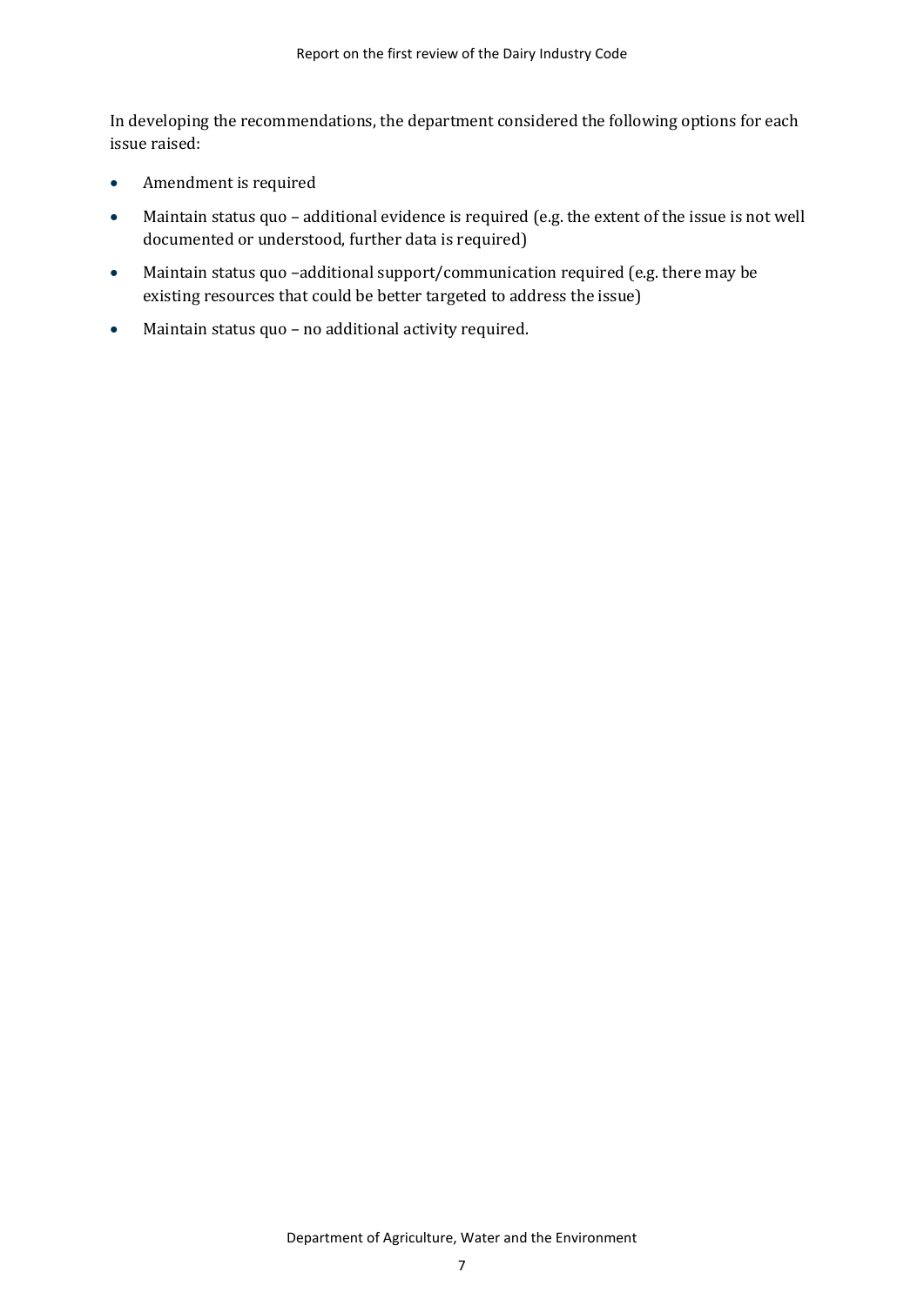In developing the recommendations, the department considered the following options for each issue raised:

- Amendment is required
- Maintain status quo – additional evidence is required (e.g. the extent of the issue is not well documented or understood, further data is required)
- Maintain status quo –additional support/communication required (e.g. there may be existing resources that could be better targeted to address the issue)
- Maintain status quo – no additional activity required.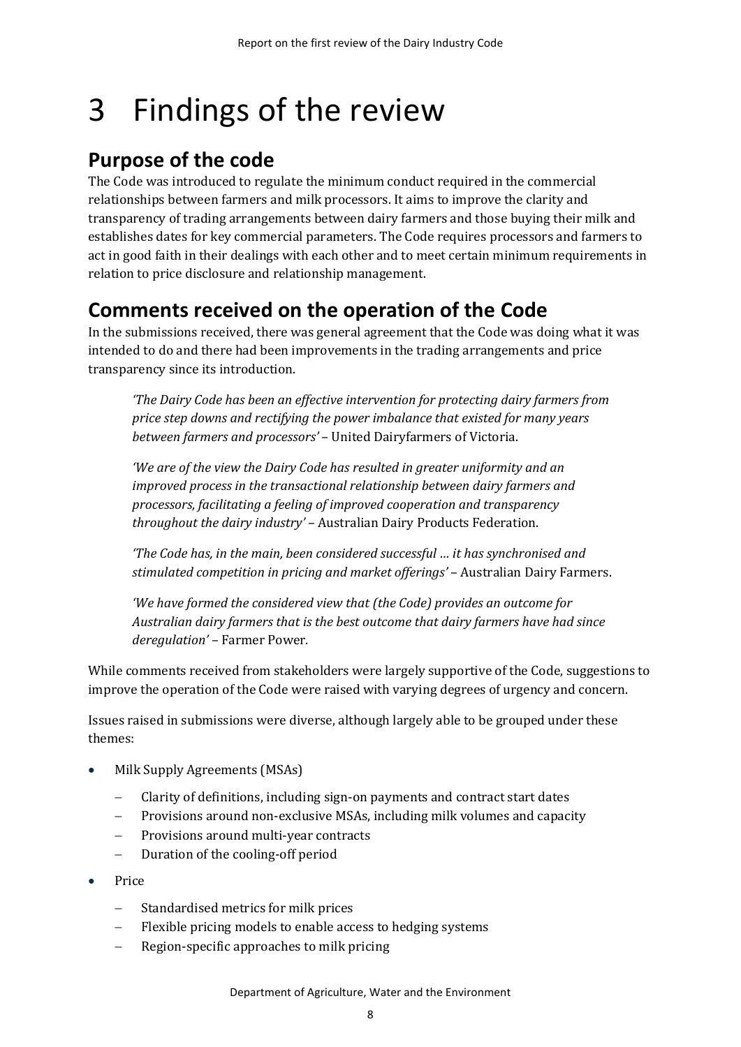# 3 Findings of the review

## Purpose of the code

The Code was introduced to regulate the minimum conduct required in the commercial relationships between farmers and milk processors. It aims to improve the clarity and transparency of trading arrangements between dairy farmers and those buying their milk and establishes dates for key commercial parameters. The Code requires processors and farmers to act in good faith in their dealings with each other and to meet certain minimum requirements in relation to price disclosure and relationship management.

## Comments received on the operation of the Code

In the submissions received, there was general agreement that the Code was doing what it was intended to do and there had been improvements in the trading arrangements and price transparency since its introduction.

> *'The Dairy Code has been an effective intervention for protecting dairy farmers from price step downs and rectifying the power imbalance that existed for many years between farmers and processors'* – United Dairyfarmers of Victoria.

> *'We are of the view the Dairy Code has resulted in greater uniformity and an improved process in the transactional relationship between dairy farmers and processors, facilitating a feeling of improved cooperation and transparency throughout the dairy industry'* – Australian Dairy Products Federation.

> *'The Code has, in the main, been considered successful … it has synchronised and stimulated competition in pricing and market offerings'* – Australian Dairy Farmers.

> *'We have formed the considered view that (the Code) provides an outcome for Australian dairy farmers that is the best outcome that dairy farmers have had since deregulation'* – Farmer Power.

While comments received from stakeholders were largely supportive of the Code, suggestions to improve the operation of the Code were raised with varying degrees of urgency and concern.

Issues raised in submissions were diverse, although largely able to be grouped under these themes:

- Milk Supply Agreements (MSAs)
  - Clarity of definitions, including sign-on payments and contract start dates
  - Provisions around non-exclusive MSAs, including milk volumes and capacity
  - Provisions around multi-year contracts
  - Duration of the cooling-off period
- Price
  - Standardised metrics for milk prices
  - Flexible pricing models to enable access to hedging systems
  - Region-specific approaches to milk pricing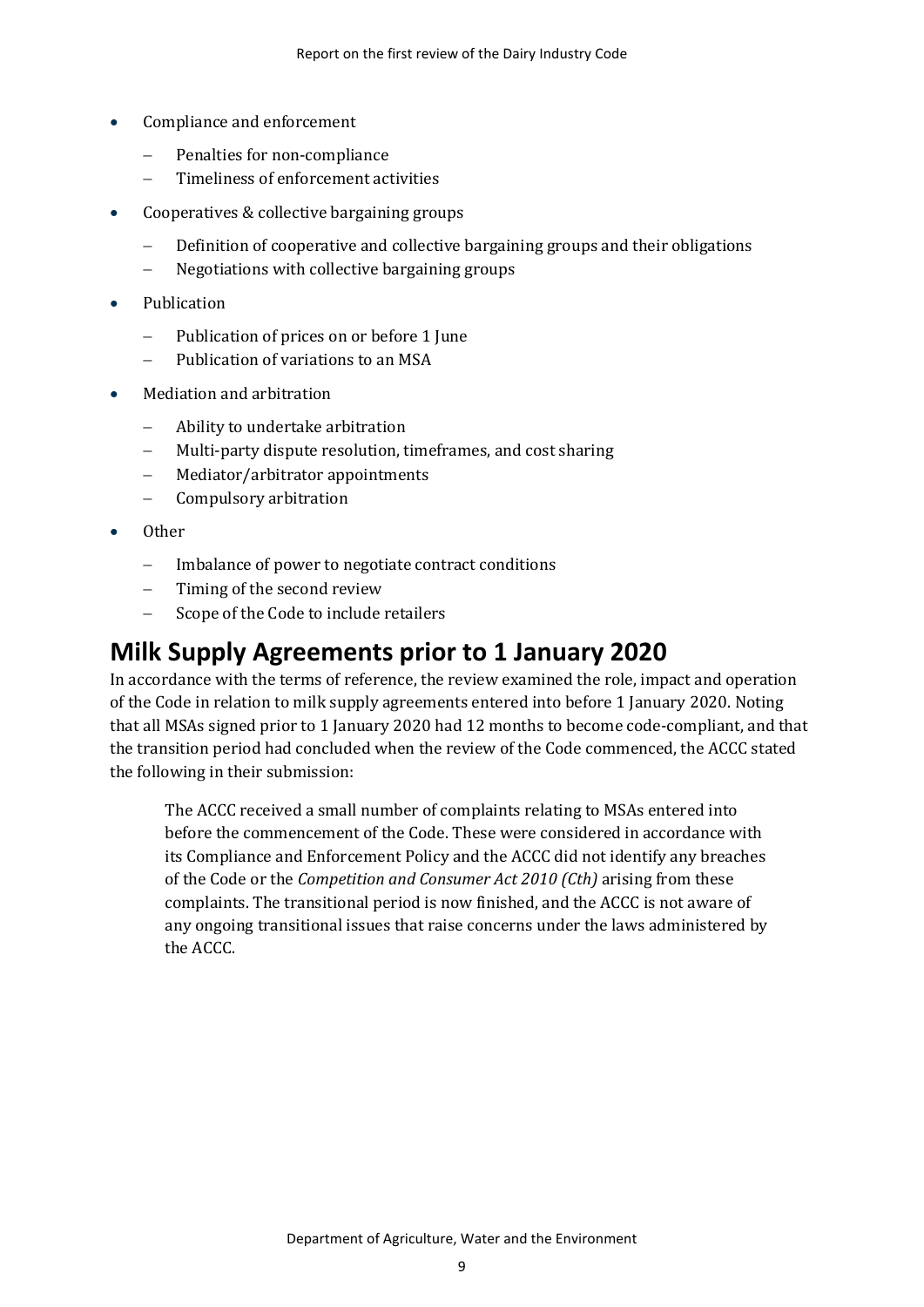- Compliance and enforcement
  - Penalties for non-compliance
  - Timeliness of enforcement activities
- Cooperatives & collective bargaining groups
  - Definition of cooperative and collective bargaining groups and their obligations
  - Negotiations with collective bargaining groups
- Publication
  - Publication of prices on or before 1 June
  - Publication of variations to an MSA
- Mediation and arbitration
  - Ability to undertake arbitration
  - Multi-party dispute resolution, timeframes, and cost sharing
  - Mediator/arbitrator appointments
  - Compulsory arbitration
- Other
  - Imbalance of power to negotiate contract conditions
  - Timing of the second review
  - Scope of the Code to include retailers

## Milk Supply Agreements prior to 1 January 2020

In accordance with the terms of reference, the review examined the role, impact and operation of the Code in relation to milk supply agreements entered into before 1 January 2020. Noting that all MSAs signed prior to 1 January 2020 had 12 months to become code-compliant, and that the transition period had concluded when the review of the Code commenced, the ACCC stated the following in their submission:

> The ACCC received a small number of complaints relating to MSAs entered into before the commencement of the Code. These were considered in accordance with its Compliance and Enforcement Policy and the ACCC did not identify any breaches of the Code or the *Competition and Consumer Act 2010 (Cth)* arising from these complaints. The transitional period is now finished, and the ACCC is not aware of any ongoing transitional issues that raise concerns under the laws administered by the ACCC.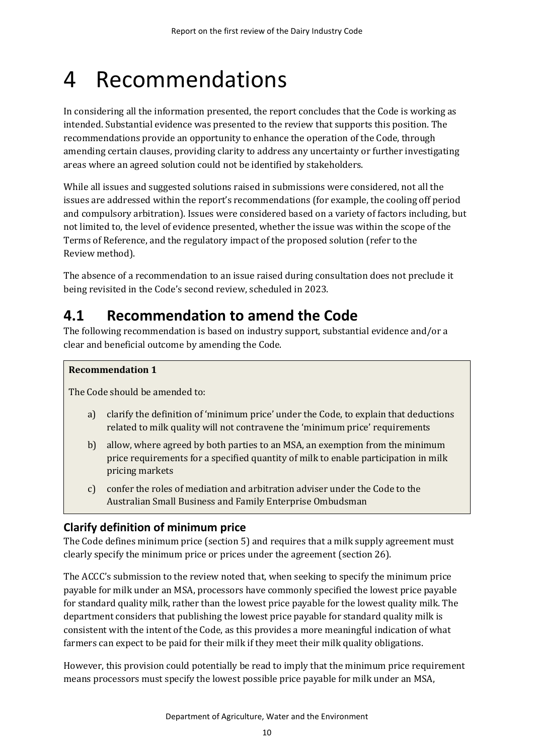# 4 Recommendations

In considering all the information presented, the report concludes that the Code is working as intended. Substantial evidence was presented to the review that supports this position. The recommendations provide an opportunity to enhance the operation of the Code, through amending certain clauses, providing clarity to address any uncertainty or further investigating areas where an agreed solution could not be identified by stakeholders.

While all issues and suggested solutions raised in submissions were considered, not all the issues are addressed within the report's recommendations (for example, the cooling off period and compulsory arbitration). Issues were considered based on a variety of factors including, but not limited to, the level of evidence presented, whether the issue was within the scope of the Terms of Reference, and the regulatory impact of the proposed solution (refer to the Review method).

The absence of a recommendation to an issue raised during consultation does not preclude it being revisited in the Code's second review, scheduled in 2023.

## 4.1 Recommendation to amend the Code

The following recommendation is based on industry support, substantial evidence and/or a clear and beneficial outcome by amending the Code.

**Recommendation 1**

The Code should be amended to:

a) clarify the definition of 'minimum price' under the Code, to explain that deductions related to milk quality will not contravene the 'minimum price' requirements

b) allow, where agreed by both parties to an MSA, an exemption from the minimum price requirements for a specified quantity of milk to enable participation in milk pricing markets

c) confer the roles of mediation and arbitration adviser under the Code to the Australian Small Business and Family Enterprise Ombudsman

### Clarify definition of minimum price

The Code defines minimum price (section 5) and requires that a milk supply agreement must clearly specify the minimum price or prices under the agreement (section 26).

The ACCC's submission to the review noted that, when seeking to specify the minimum price payable for milk under an MSA, processors have commonly specified the lowest price payable for standard quality milk, rather than the lowest price payable for the lowest quality milk. The department considers that publishing the lowest price payable for standard quality milk is consistent with the intent of the Code, as this provides a more meaningful indication of what farmers can expect to be paid for their milk if they meet their milk quality obligations.

However, this provision could potentially be read to imply that the minimum price requirement means processors must specify the lowest possible price payable for milk under an MSA,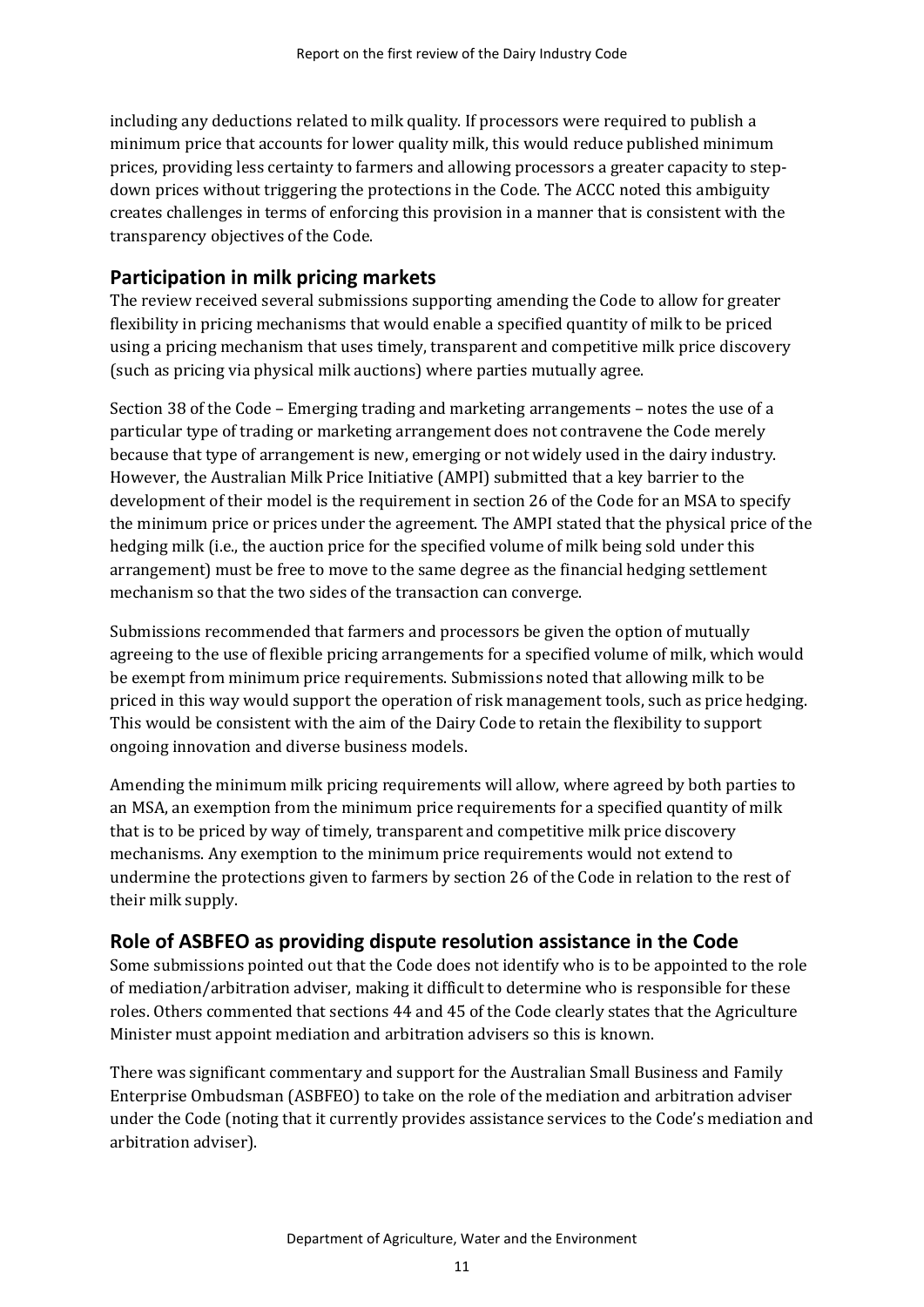including any deductions related to milk quality. If processors were required to publish a minimum price that accounts for lower quality milk, this would reduce published minimum prices, providing less certainty to farmers and allowing processors a greater capacity to step-down prices without triggering the protections in the Code. The ACCC noted this ambiguity creates challenges in terms of enforcing this provision in a manner that is consistent with the transparency objectives of the Code.

## Participation in milk pricing markets

The review received several submissions supporting amending the Code to allow for greater flexibility in pricing mechanisms that would enable a specified quantity of milk to be priced using a pricing mechanism that uses timely, transparent and competitive milk price discovery (such as pricing via physical milk auctions) where parties mutually agree.

Section 38 of the Code – Emerging trading and marketing arrangements – notes the use of a particular type of trading or marketing arrangement does not contravene the Code merely because that type of arrangement is new, emerging or not widely used in the dairy industry. However, the Australian Milk Price Initiative (AMPI) submitted that a key barrier to the development of their model is the requirement in section 26 of the Code for an MSA to specify the minimum price or prices under the agreement. The AMPI stated that the physical price of the hedging milk (i.e., the auction price for the specified volume of milk being sold under this arrangement) must be free to move to the same degree as the financial hedging settlement mechanism so that the two sides of the transaction can converge.

Submissions recommended that farmers and processors be given the option of mutually agreeing to the use of flexible pricing arrangements for a specified volume of milk, which would be exempt from minimum price requirements. Submissions noted that allowing milk to be priced in this way would support the operation of risk management tools, such as price hedging. This would be consistent with the aim of the Dairy Code to retain the flexibility to support ongoing innovation and diverse business models.

Amending the minimum milk pricing requirements will allow, where agreed by both parties to an MSA, an exemption from the minimum price requirements for a specified quantity of milk that is to be priced by way of timely, transparent and competitive milk price discovery mechanisms. Any exemption to the minimum price requirements would not extend to undermine the protections given to farmers by section 26 of the Code in relation to the rest of their milk supply.

## Role of ASBFEO as providing dispute resolution assistance in the Code

Some submissions pointed out that the Code does not identify who is to be appointed to the role of mediation/arbitration adviser, making it difficult to determine who is responsible for these roles. Others commented that sections 44 and 45 of the Code clearly states that the Agriculture Minister must appoint mediation and arbitration advisers so this is known.

There was significant commentary and support for the Australian Small Business and Family Enterprise Ombudsman (ASBFEO) to take on the role of the mediation and arbitration adviser under the Code (noting that it currently provides assistance services to the Code's mediation and arbitration adviser).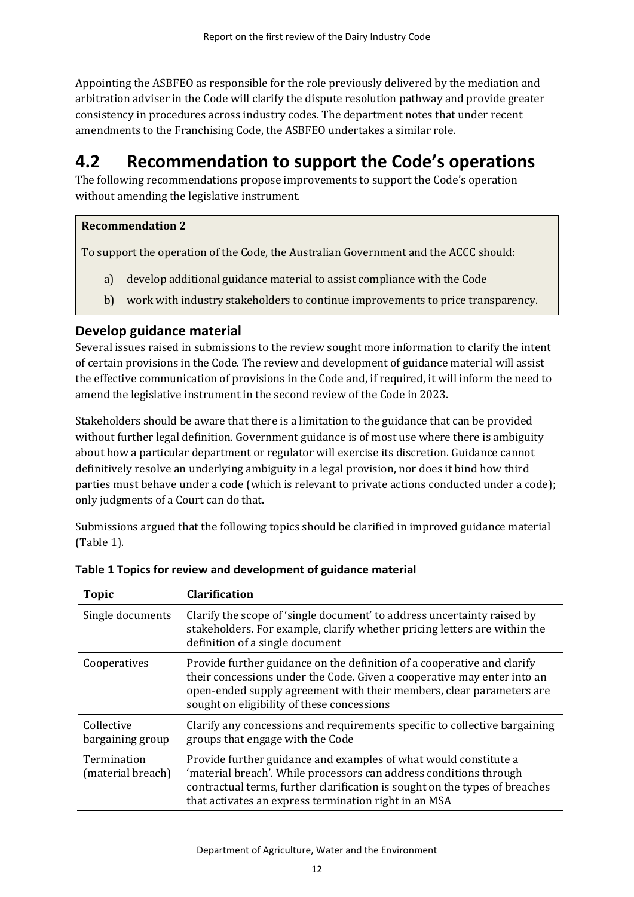Appointing the ASBFEO as responsible for the role previously delivered by the mediation and arbitration adviser in the Code will clarify the dispute resolution pathway and provide greater consistency in procedures across industry codes. The department notes that under recent amendments to the Franchising Code, the ASBFEO undertakes a similar role.

## 4.2 Recommendation to support the Code's operations

The following recommendations propose improvements to support the Code's operation without amending the legislative instrument.

> **Recommendation 2**
>
> To support the operation of the Code, the Australian Government and the ACCC should:
>
> a) develop additional guidance material to assist compliance with the Code
>
> b) work with industry stakeholders to continue improvements to price transparency.

### Develop guidance material

Several issues raised in submissions to the review sought more information to clarify the intent of certain provisions in the Code. The review and development of guidance material will assist the effective communication of provisions in the Code and, if required, it will inform the need to amend the legislative instrument in the second review of the Code in 2023.

Stakeholders should be aware that there is a limitation to the guidance that can be provided without further legal definition. Government guidance is of most use where there is ambiguity about how a particular department or regulator will exercise its discretion. Guidance cannot definitively resolve an underlying ambiguity in a legal provision, nor does it bind how third parties must behave under a code (which is relevant to private actions conducted under a code); only judgments of a Court can do that.

Submissions argued that the following topics should be clarified in improved guidance material (Table 1).

**Table 1 Topics for review and development of guidance material**

| Topic | Clarification |
| --- | --- |
| Single documents | Clarify the scope of 'single document' to address uncertainty raised by stakeholders. For example, clarify whether pricing letters are within the definition of a single document |
| Cooperatives | Provide further guidance on the definition of a cooperative and clarify their concessions under the Code. Given a cooperative may enter into an open-ended supply agreement with their members, clear parameters are sought on eligibility of these concessions |
| Collective bargaining group | Clarify any concessions and requirements specific to collective bargaining groups that engage with the Code |
| Termination (material breach) | Provide further guidance and examples of what would constitute a 'material breach'. While processors can address conditions through contractual terms, further clarification is sought on the types of breaches that activates an express termination right in an MSA |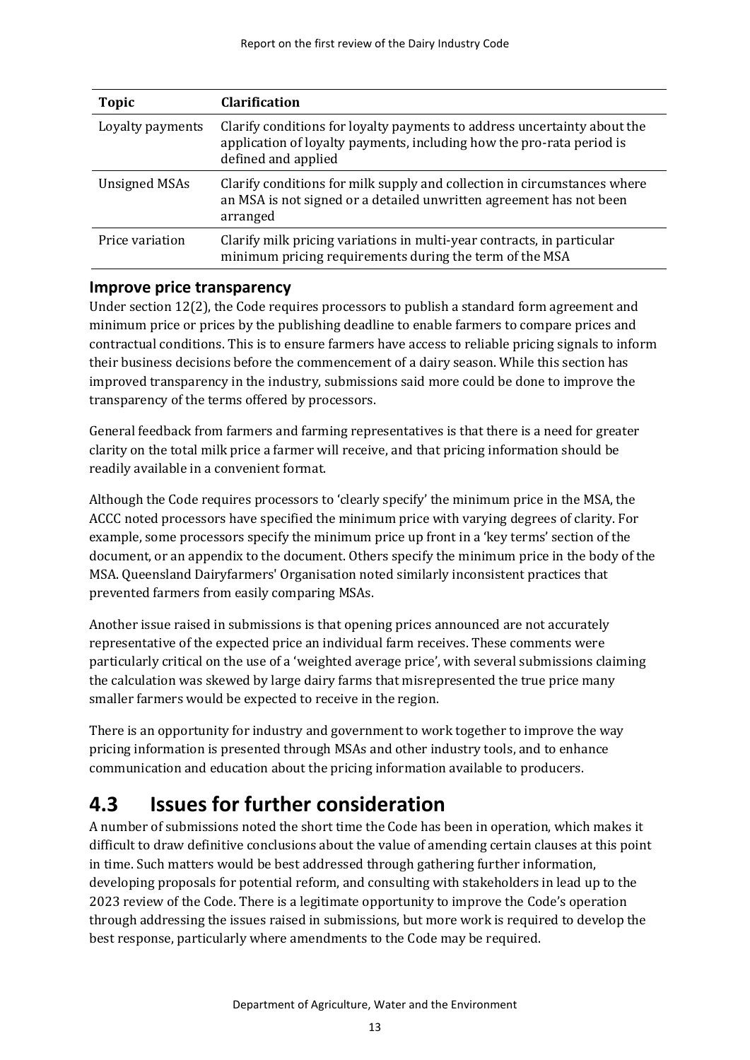| Topic | Clarification |
| --- | --- |
| Loyalty payments | Clarify conditions for loyalty payments to address uncertainty about the application of loyalty payments, including how the pro-rata period is defined and applied |
| Unsigned MSAs | Clarify conditions for milk supply and collection in circumstances where an MSA is not signed or a detailed unwritten agreement has not been arranged |
| Price variation | Clarify milk pricing variations in multi-year contracts, in particular minimum pricing requirements during the term of the MSA |

### Improve price transparency

Under section 12(2), the Code requires processors to publish a standard form agreement and minimum price or prices by the publishing deadline to enable farmers to compare prices and contractual conditions. This is to ensure farmers have access to reliable pricing signals to inform their business decisions before the commencement of a dairy season. While this section has improved transparency in the industry, submissions said more could be done to improve the transparency of the terms offered by processors.

General feedback from farmers and farming representatives is that there is a need for greater clarity on the total milk price a farmer will receive, and that pricing information should be readily available in a convenient format.

Although the Code requires processors to 'clearly specify' the minimum price in the MSA, the ACCC noted processors have specified the minimum price with varying degrees of clarity. For example, some processors specify the minimum price up front in a 'key terms' section of the document, or an appendix to the document. Others specify the minimum price in the body of the MSA. Queensland Dairyfarmers' Organisation noted similarly inconsistent practices that prevented farmers from easily comparing MSAs.

Another issue raised in submissions is that opening prices announced are not accurately representative of the expected price an individual farm receives. These comments were particularly critical on the use of a 'weighted average price', with several submissions claiming the calculation was skewed by large dairy farms that misrepresented the true price many smaller farmers would be expected to receive in the region.

There is an opportunity for industry and government to work together to improve the way pricing information is presented through MSAs and other industry tools, and to enhance communication and education about the pricing information available to producers.

## 4.3 Issues for further consideration

A number of submissions noted the short time the Code has been in operation, which makes it difficult to draw definitive conclusions about the value of amending certain clauses at this point in time. Such matters would be best addressed through gathering further information, developing proposals for potential reform, and consulting with stakeholders in lead up to the 2023 review of the Code. There is a legitimate opportunity to improve the Code's operation through addressing the issues raised in submissions, but more work is required to develop the best response, particularly where amendments to the Code may be required.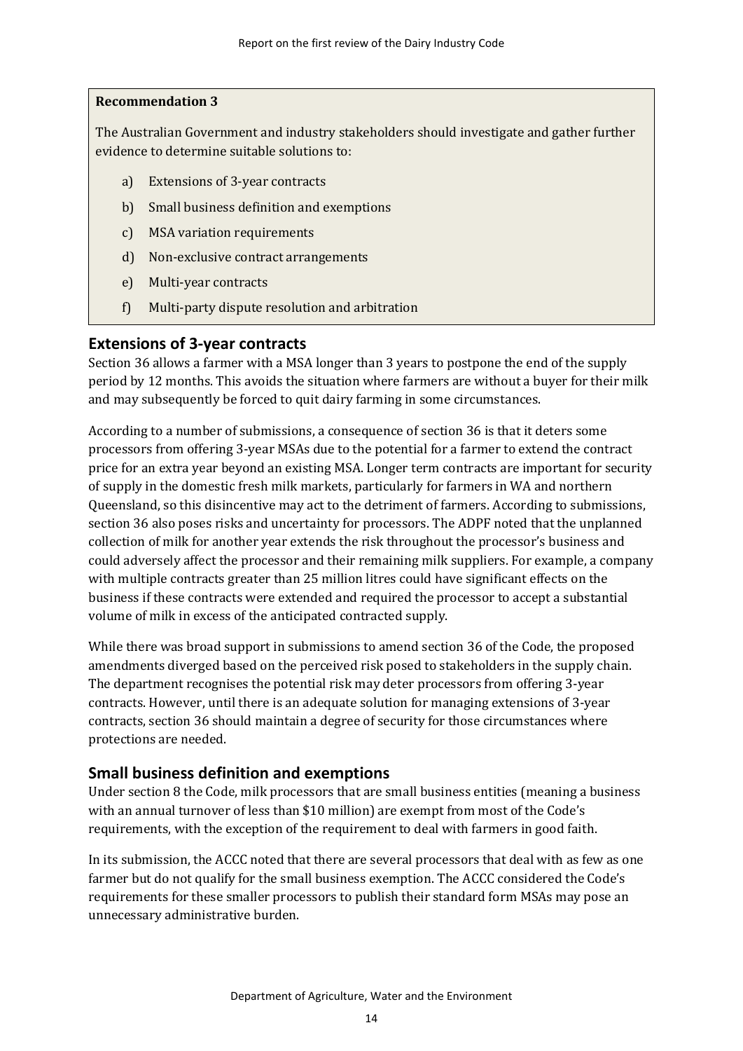**Recommendation 3**

The Australian Government and industry stakeholders should investigate and gather further evidence to determine suitable solutions to:

a) Extensions of 3-year contracts

b) Small business definition and exemptions

c) MSA variation requirements

d) Non-exclusive contract arrangements

e) Multi-year contracts

f) Multi-party dispute resolution and arbitration

## Extensions of 3-year contracts

Section 36 allows a farmer with a MSA longer than 3 years to postpone the end of the supply period by 12 months. This avoids the situation where farmers are without a buyer for their milk and may subsequently be forced to quit dairy farming in some circumstances.

According to a number of submissions, a consequence of section 36 is that it deters some processors from offering 3-year MSAs due to the potential for a farmer to extend the contract price for an extra year beyond an existing MSA. Longer term contracts are important for security of supply in the domestic fresh milk markets, particularly for farmers in WA and northern Queensland, so this disincentive may act to the detriment of farmers. According to submissions, section 36 also poses risks and uncertainty for processors. The ADPF noted that the unplanned collection of milk for another year extends the risk throughout the processor's business and could adversely affect the processor and their remaining milk suppliers. For example, a company with multiple contracts greater than 25 million litres could have significant effects on the business if these contracts were extended and required the processor to accept a substantial volume of milk in excess of the anticipated contracted supply.

While there was broad support in submissions to amend section 36 of the Code, the proposed amendments diverged based on the perceived risk posed to stakeholders in the supply chain. The department recognises the potential risk may deter processors from offering 3-year contracts. However, until there is an adequate solution for managing extensions of 3-year contracts, section 36 should maintain a degree of security for those circumstances where protections are needed.

## Small business definition and exemptions

Under section 8 the Code, milk processors that are small business entities (meaning a business with an annual turnover of less than $10 million) are exempt from most of the Code's requirements, with the exception of the requirement to deal with farmers in good faith.

In its submission, the ACCC noted that there are several processors that deal with as few as one farmer but do not qualify for the small business exemption. The ACCC considered the Code's requirements for these smaller processors to publish their standard form MSAs may pose an unnecessary administrative burden.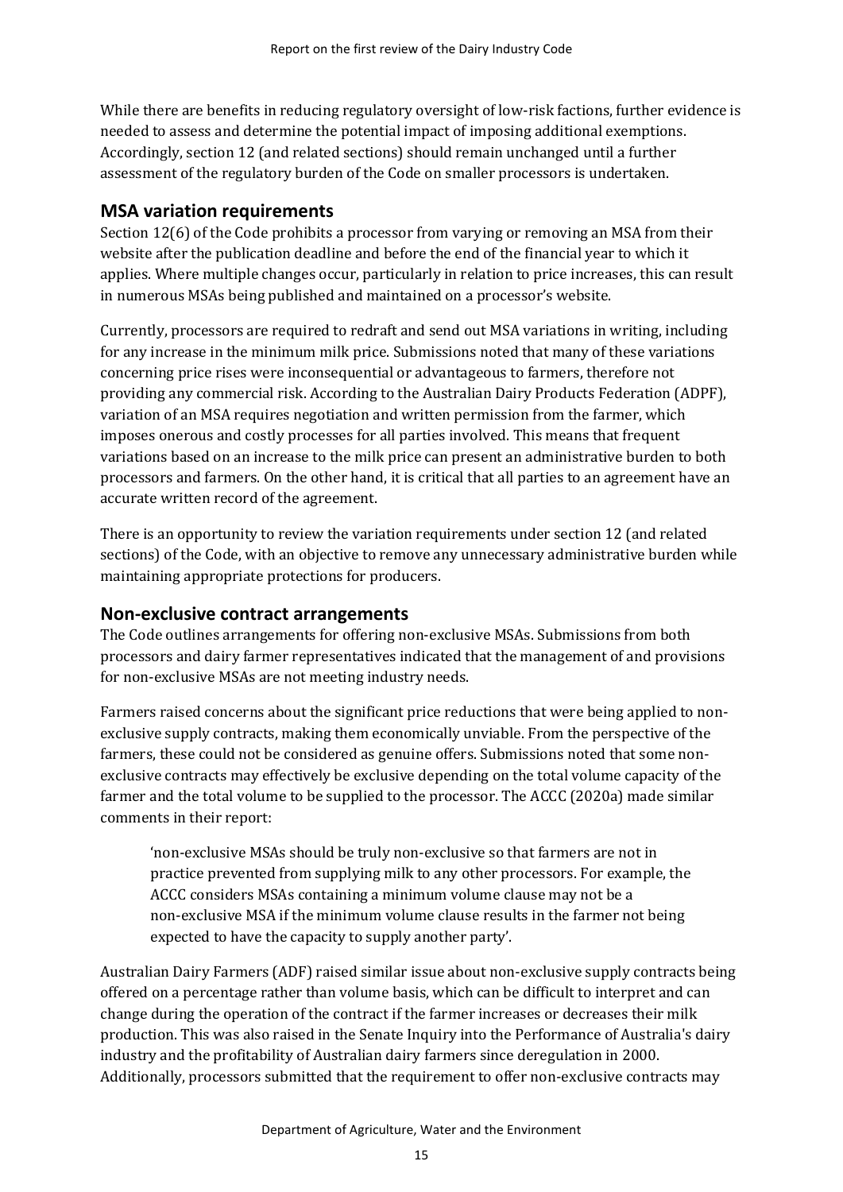While there are benefits in reducing regulatory oversight of low-risk factions, further evidence is needed to assess and determine the potential impact of imposing additional exemptions. Accordingly, section 12 (and related sections) should remain unchanged until a further assessment of the regulatory burden of the Code on smaller processors is undertaken.

## MSA variation requirements

Section 12(6) of the Code prohibits a processor from varying or removing an MSA from their website after the publication deadline and before the end of the financial year to which it applies. Where multiple changes occur, particularly in relation to price increases, this can result in numerous MSAs being published and maintained on a processor's website.

Currently, processors are required to redraft and send out MSA variations in writing, including for any increase in the minimum milk price. Submissions noted that many of these variations concerning price rises were inconsequential or advantageous to farmers, therefore not providing any commercial risk. According to the Australian Dairy Products Federation (ADPF), variation of an MSA requires negotiation and written permission from the farmer, which imposes onerous and costly processes for all parties involved. This means that frequent variations based on an increase to the milk price can present an administrative burden to both processors and farmers. On the other hand, it is critical that all parties to an agreement have an accurate written record of the agreement.

There is an opportunity to review the variation requirements under section 12 (and related sections) of the Code, with an objective to remove any unnecessary administrative burden while maintaining appropriate protections for producers.

## Non-exclusive contract arrangements

The Code outlines arrangements for offering non-exclusive MSAs. Submissions from both processors and dairy farmer representatives indicated that the management of and provisions for non-exclusive MSAs are not meeting industry needs.

Farmers raised concerns about the significant price reductions that were being applied to non-exclusive supply contracts, making them economically unviable. From the perspective of the farmers, these could not be considered as genuine offers. Submissions noted that some non-exclusive contracts may effectively be exclusive depending on the total volume capacity of the farmer and the total volume to be supplied to the processor. The ACCC (2020a) made similar comments in their report:

> 'non-exclusive MSAs should be truly non-exclusive so that farmers are not in practice prevented from supplying milk to any other processors. For example, the ACCC considers MSAs containing a minimum volume clause may not be a non-exclusive MSA if the minimum volume clause results in the farmer not being expected to have the capacity to supply another party'.

Australian Dairy Farmers (ADF) raised similar issue about non-exclusive supply contracts being offered on a percentage rather than volume basis, which can be difficult to interpret and can change during the operation of the contract if the farmer increases or decreases their milk production. This was also raised in the Senate Inquiry into the Performance of Australia's dairy industry and the profitability of Australian dairy farmers since deregulation in 2000. Additionally, processors submitted that the requirement to offer non-exclusive contracts may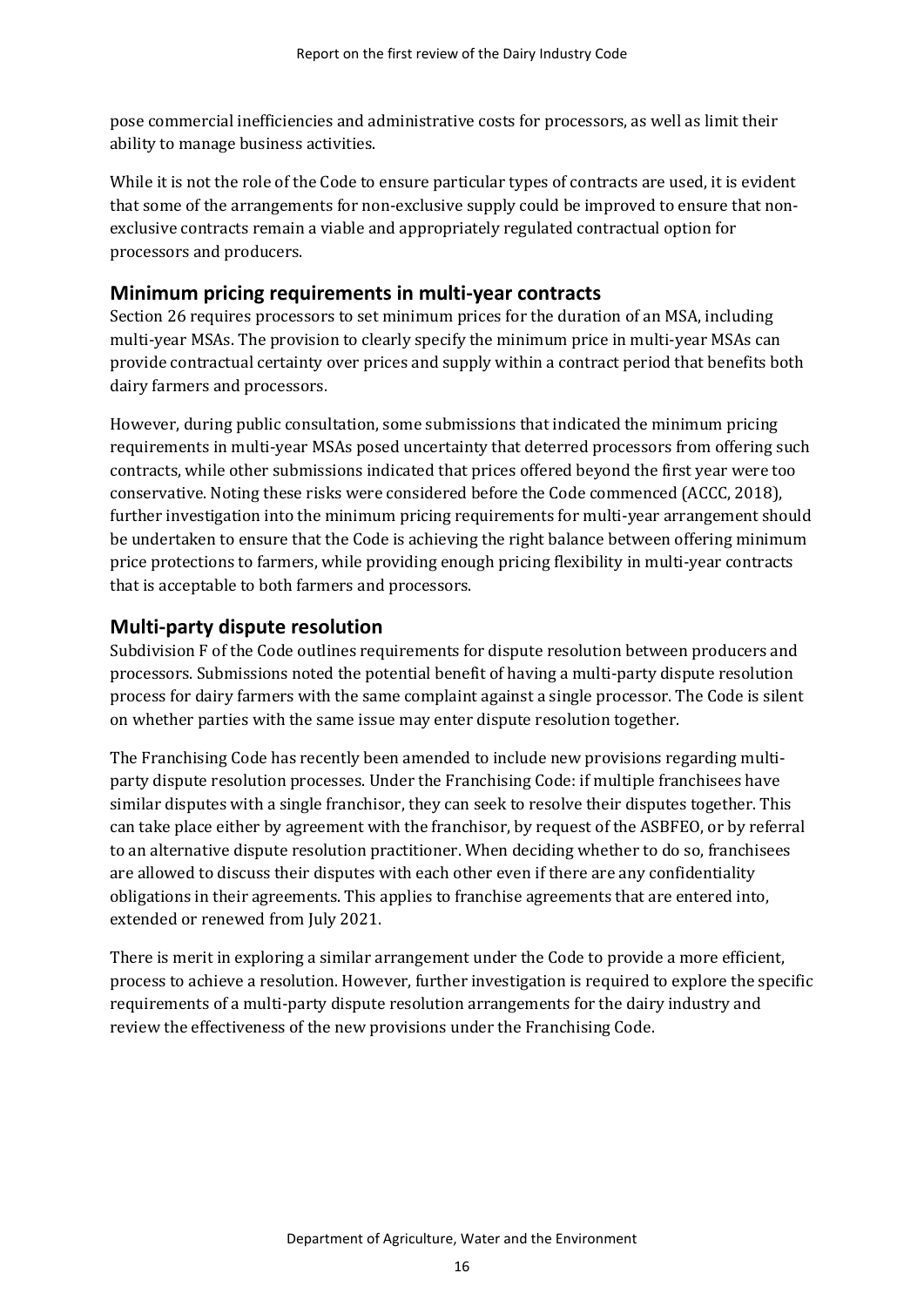pose commercial inefficiencies and administrative costs for processors, as well as limit their ability to manage business activities.

While it is not the role of the Code to ensure particular types of contracts are used, it is evident that some of the arrangements for non-exclusive supply could be improved to ensure that non-exclusive contracts remain a viable and appropriately regulated contractual option for processors and producers.

## Minimum pricing requirements in multi-year contracts

Section 26 requires processors to set minimum prices for the duration of an MSA, including multi-year MSAs. The provision to clearly specify the minimum price in multi-year MSAs can provide contractual certainty over prices and supply within a contract period that benefits both dairy farmers and processors.

However, during public consultation, some submissions that indicated the minimum pricing requirements in multi-year MSAs posed uncertainty that deterred processors from offering such contracts, while other submissions indicated that prices offered beyond the first year were too conservative. Noting these risks were considered before the Code commenced (ACCC, 2018), further investigation into the minimum pricing requirements for multi-year arrangement should be undertaken to ensure that the Code is achieving the right balance between offering minimum price protections to farmers, while providing enough pricing flexibility in multi-year contracts that is acceptable to both farmers and processors.

## Multi-party dispute resolution

Subdivision F of the Code outlines requirements for dispute resolution between producers and processors. Submissions noted the potential benefit of having a multi-party dispute resolution process for dairy farmers with the same complaint against a single processor. The Code is silent on whether parties with the same issue may enter dispute resolution together.

The Franchising Code has recently been amended to include new provisions regarding multi-party dispute resolution processes. Under the Franchising Code: if multiple franchisees have similar disputes with a single franchisor, they can seek to resolve their disputes together. This can take place either by agreement with the franchisor, by request of the ASBFEO, or by referral to an alternative dispute resolution practitioner. When deciding whether to do so, franchisees are allowed to discuss their disputes with each other even if there are any confidentiality obligations in their agreements. This applies to franchise agreements that are entered into, extended or renewed from July 2021.

There is merit in exploring a similar arrangement under the Code to provide a more efficient, process to achieve a resolution. However, further investigation is required to explore the specific requirements of a multi-party dispute resolution arrangements for the dairy industry and review the effectiveness of the new provisions under the Franchising Code.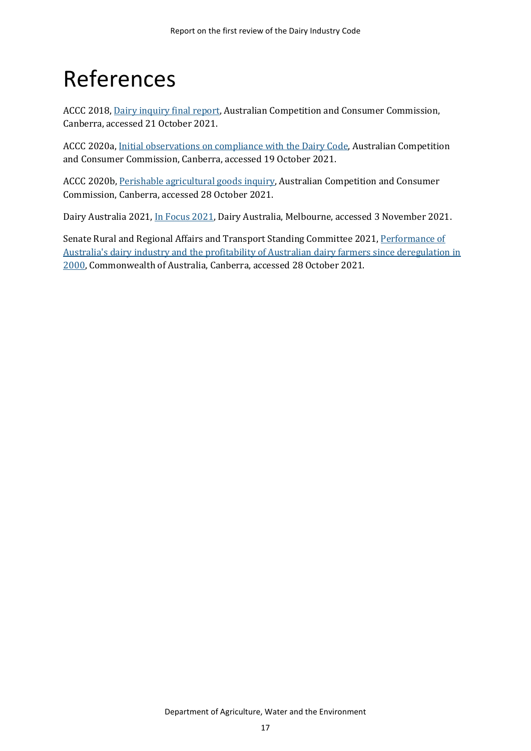# References

ACCC 2018, Dairy inquiry final report, Australian Competition and Consumer Commission, Canberra, accessed 21 October 2021.

ACCC 2020a, Initial observations on compliance with the Dairy Code, Australian Competition and Consumer Commission, Canberra, accessed 19 October 2021.

ACCC 2020b, Perishable agricultural goods inquiry, Australian Competition and Consumer Commission, Canberra, accessed 28 October 2021.

Dairy Australia 2021, In Focus 2021, Dairy Australia, Melbourne, accessed 3 November 2021.

Senate Rural and Regional Affairs and Transport Standing Committee 2021, Performance of Australia's dairy industry and the profitability of Australian dairy farmers since deregulation in 2000, Commonwealth of Australia, Canberra, accessed 28 October 2021.